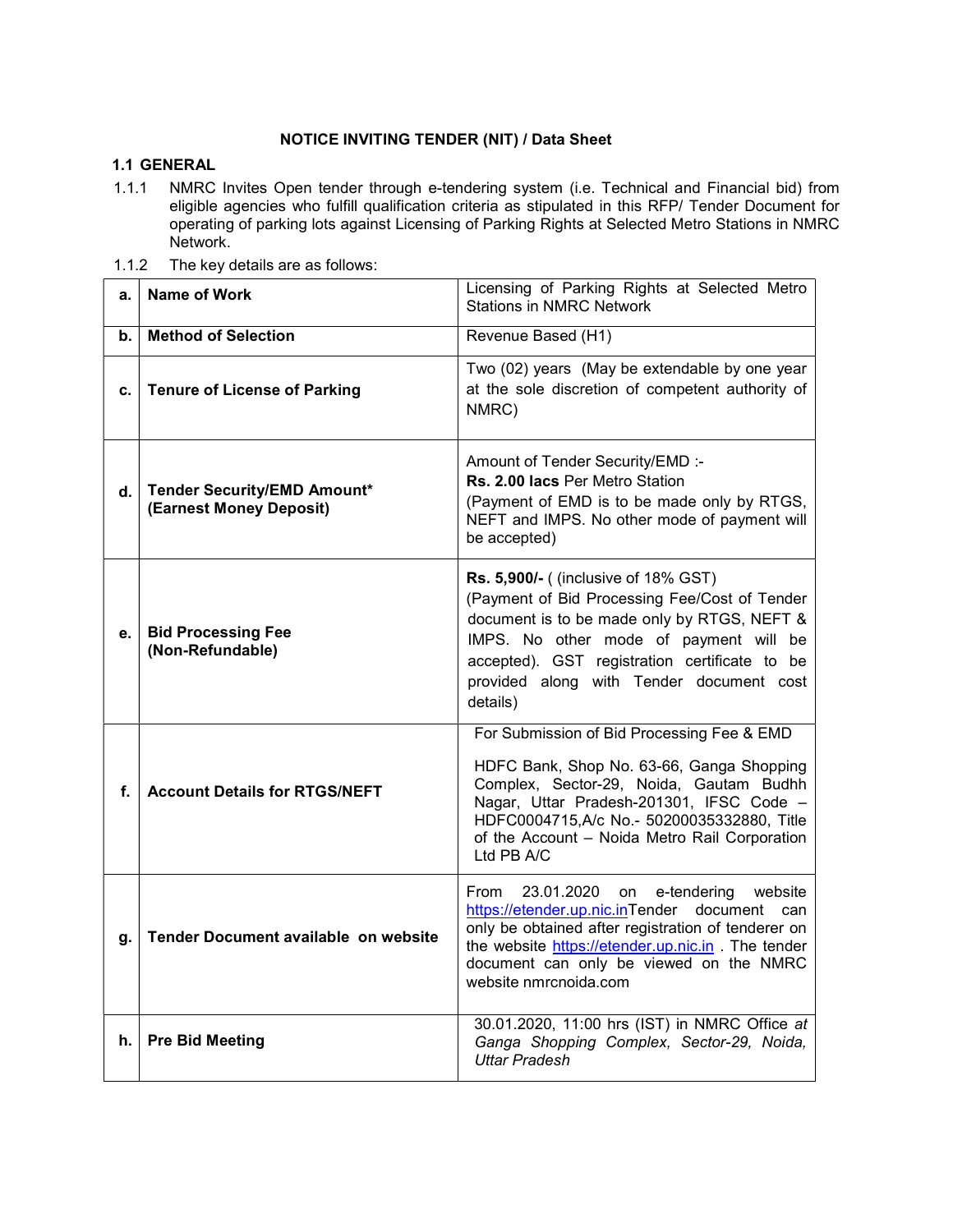## NOTICE INVITING TENDER (NIT) / Data Sheet

### 1.1 GENERAL

1.1.1 NMRC Invites Open tender through e-tendering system (i.e. Technical and Financial bid) from eligible agencies who fulfill qualification criteria as stipulated in this RFP/ Tender Document for operating of parking lots against Licensing of Parking Rights at Selected Metro Stations in NMRC Network.

1.1.2 The key details are as follows:

| | | |
|---|---|---|
| **a.** | **Name of Work** | Licensing of Parking Rights at Selected Metro Stations in NMRC Network |
| **b.** | **Method of Selection** | Revenue Based (H1) |
| **c.** | **Tenure of License of Parking** | Two (02) years (May be extendable by one year at the sole discretion of competent authority of NMRC) |
| **d.** | **Tender Security/EMD Amount*** **(Earnest Money Deposit)** | Amount of Tender Security/EMD :- **Rs. 2.00 lacs** Per Metro Station (Payment of EMD is to be made only by RTGS, NEFT and IMPS. No other mode of payment will be accepted) |
| **e.** | **Bid Processing Fee (Non-Refundable)** | **Rs. 5,900/-** ( (inclusive of 18% GST) (Payment of Bid Processing Fee/Cost of Tender document is to be made only by RTGS, NEFT & IMPS. No other mode of payment will be accepted). GST registration certificate to be provided along with Tender document cost details) |
| **f.** | **Account Details for RTGS/NEFT** | For Submission of Bid Processing Fee & EMD<br><br>HDFC Bank, Shop No. 63-66, Ganga Shopping Complex, Sector-29, Noida, Gautam Budhh Nagar, Uttar Pradesh-201301, IFSC Code – HDFC0004715,A/c No.- 50200035332880, Title of the Account – Noida Metro Rail Corporation Ltd PB A/C |
| **g.** | **Tender Document available on website** | From 23.01.2020 on e-tendering website https://etender.up.nic.inTender document can only be obtained after registration of tenderer on the website https://etender.up.nic.in . The tender document can only be viewed on the NMRC website nmrcnoida.com |
| **h.** | **Pre Bid Meeting** | 30.01.2020, 11:00 hrs (IST) in NMRC Office *at Ganga Shopping Complex, Sector-29, Noida, Uttar Pradesh* |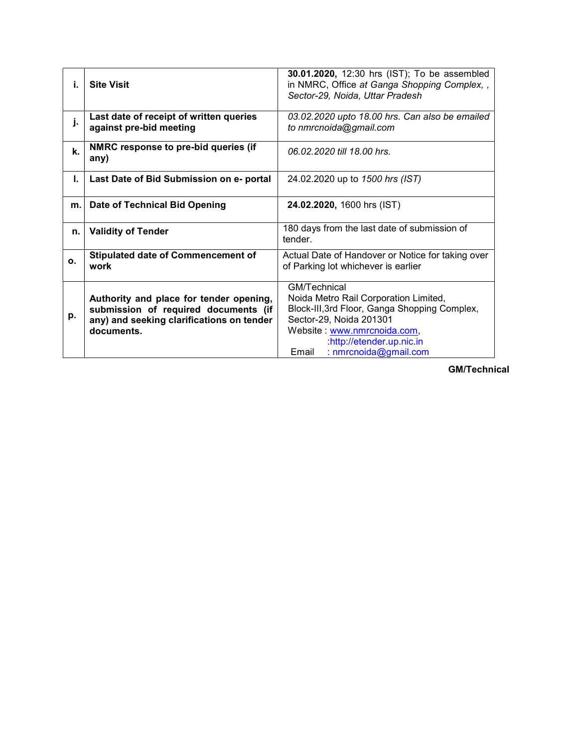| | | |
|---|---|---|
| **i.** | **Site Visit** | **30.01.2020,** 12:30 hrs (IST); To be assembled in NMRC, Office *at Ganga Shopping Complex, , Sector-29, Noida, Uttar Pradesh* |
| **j.** | **Last date of receipt of written queries against pre-bid meeting** | *03.02.2020 upto 18.00 hrs. Can also be emailed to nmrcnoida@gmail.com* |
| **k.** | **NMRC response to pre-bid queries (if any)** | *06.02.2020 till 18.00 hrs.* |
| **l.** | **Last Date of Bid Submission on e- portal** | 24.02.2020 up to *1500 hrs (IST)* |
| **m.** | **Date of Technical Bid Opening** | **24.02.2020,** 1600 hrs (IST) |
| **n.** | **Validity of Tender** | 180 days from the last date of submission of tender. |
| **o.** | **Stipulated date of Commencement of work** | Actual Date of Handover or Notice for taking over of Parking lot whichever is earlier |
| **p.** | **Authority and place for tender opening, submission of required documents (if any) and seeking clarifications on tender documents.** | GM/Technical<br>Noida Metro Rail Corporation Limited,<br>Block-III,3rd Floor, Ganga Shopping Complex, Sector-29, Noida 201301<br>Website : www.nmrcnoida.com,<br>:http://etender.up.nic.in<br>Email : nmrcnoida@gmail.com |

**GM/Technical**